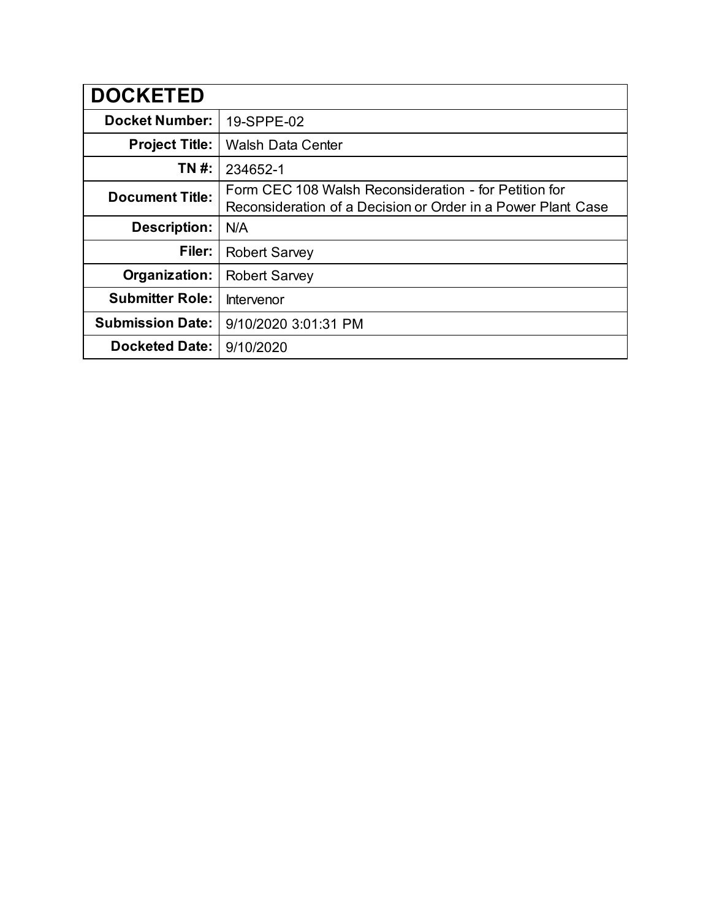| DOCKETED | |
|---|---|
| **Docket Number:** | 19-SPPE-02 |
| **Project Title:** | Walsh Data Center |
| **TN #:** | 234652-1 |
| **Document Title:** | Form CEC 108 Walsh Reconsideration - for Petition for Reconsideration of a Decision or Order in a Power Plant Case |
| **Description:** | N/A |
| **Filer:** | Robert Sarvey |
| **Organization:** | Robert Sarvey |
| **Submitter Role:** | Intervenor |
| **Submission Date:** | 9/10/2020 3:01:31 PM |
| **Docketed Date:** | 9/10/2020 |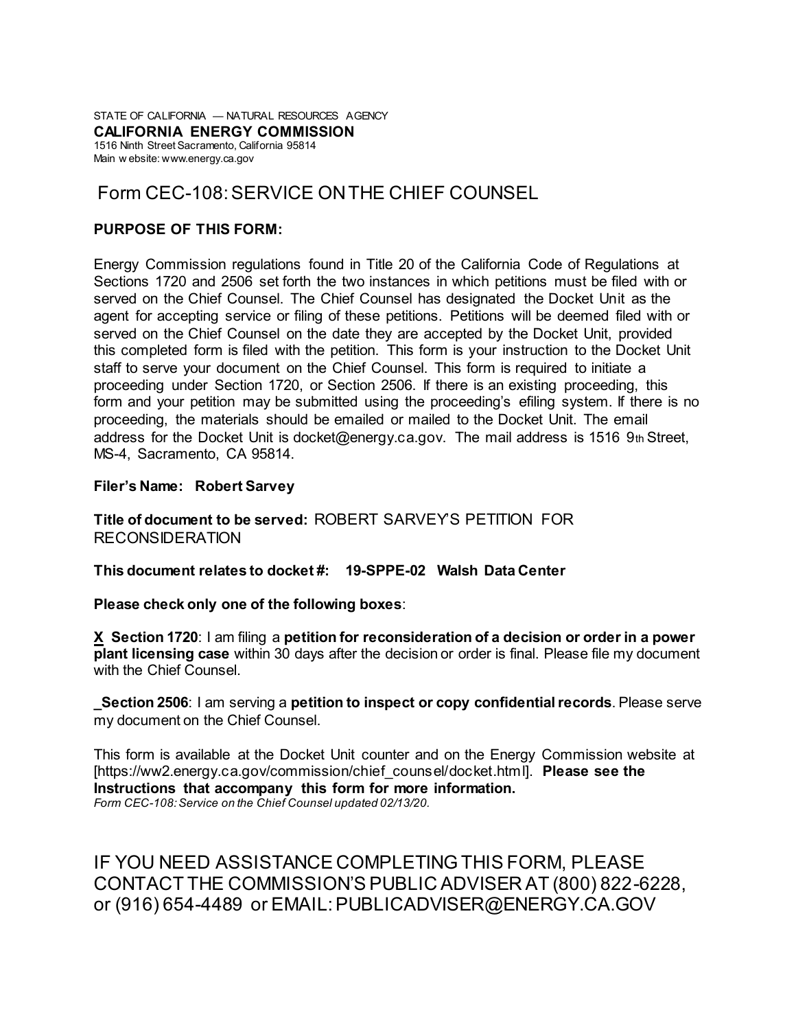STATE OF CALIFORNIA — NATURAL RESOURCES AGENCY

**CALIFORNIA ENERGY COMMISSION**

1516 Ninth Street Sacramento, California 95814

Main w ebsite: www.energy.ca.gov

# Form CEC-108: SERVICE ON THE CHIEF COUNSEL

**PURPOSE OF THIS FORM:**

Energy Commission regulations found in Title 20 of the California Code of Regulations at Sections 1720 and 2506 set forth the two instances in which petitions must be filed with or served on the Chief Counsel. The Chief Counsel has designated the Docket Unit as the agent for accepting service or filing of these petitions. Petitions will be deemed filed with or served on the Chief Counsel on the date they are accepted by the Docket Unit, provided this completed form is filed with the petition. This form is your instruction to the Docket Unit staff to serve your document on the Chief Counsel. This form is required to initiate a proceeding under Section 1720, or Section 2506. If there is an existing proceeding, this form and your petition may be submitted using the proceeding's efiling system. If there is no proceeding, the materials should be emailed or mailed to the Docket Unit. The email address for the Docket Unit is docket@energy.ca.gov. The mail address is 1516 9th Street, MS-4, Sacramento, CA 95814.

**Filer's Name: Robert Sarvey**

**Title of document to be served:** ROBERT SARVEY'S PETITION FOR RECONSIDERATION

**This document relates to docket #: 19-SPPE-02 Walsh Data Center**

**Please check only one of the following boxes**:

**X Section 1720**: I am filing a **petition for reconsideration of a decision or order in a power plant licensing case** within 30 days after the decision or order is final. Please file my document with the Chief Counsel.

**_Section 2506**: I am serving a **petition to inspect or copy confidential records**. Please serve my document on the Chief Counsel.

This form is available at the Docket Unit counter and on the Energy Commission website at [https://ww2.energy.ca.gov/commission/chief_counsel/docket.html]. **Please see the Instructions that accompany this form for more information.**

*Form CEC-108: Service on the Chief Counsel updated 02/13/20.*

IF YOU NEED ASSISTANCE COMPLETING THIS FORM, PLEASE CONTACT THE COMMISSION'S PUBLIC ADVISER AT (800) 822-6228, or (916) 654-4489 or EMAIL: PUBLICADVISER@ENERGY.CA.GOV